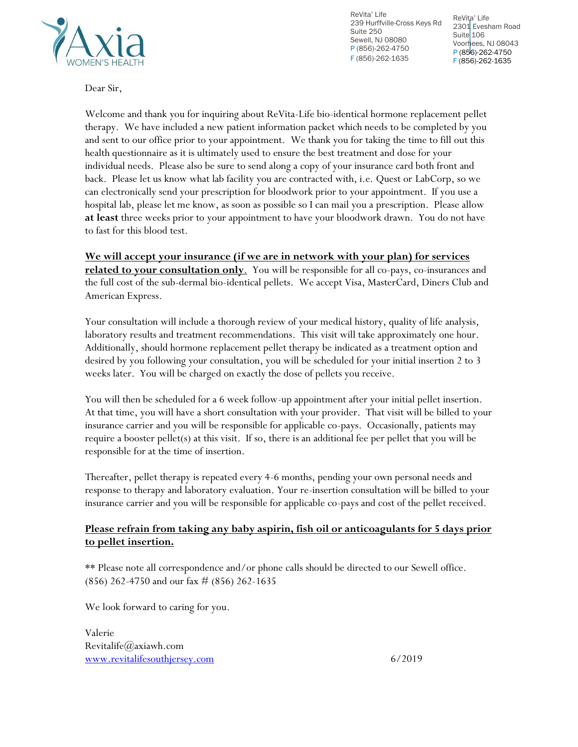Axia WOMEN'S HEALTH

ReVita' Life
239 Hurffville-Cross Keys Rd
Suite 250
Sewell, NJ 08080
P (856)-262-4750
F (856)-262-1635

ReVita' Life
2301 Evesham Road
Suite 106
Voorhees, NJ 08043
P (856)-262-4750
F (856)-262-1635

Dear Sir,

Welcome and thank you for inquiring about ReVita-Life bio-identical hormone replacement pellet therapy. We have included a new patient information packet which needs to be completed by you and sent to our office prior to your appointment. We thank you for taking the time to fill out this health questionnaire as it is ultimately used to ensure the best treatment and dose for your individual needs. Please also be sure to send along a copy of your insurance card both front and back. Please let us know what lab facility you are contracted with, i.e. Quest or LabCorp, so we can electronically send your prescription for bloodwork prior to your appointment. If you use a hospital lab, please let me know, as soon as possible so I can mail you a prescription. Please allow **at least** three weeks prior to your appointment to have your bloodwork drawn. You do not have to fast for this blood test.

**<u>We will accept your insurance (if we are in network with your plan) for services related to your consultation only</u>**. You will be responsible for all co-pays, co-insurances and the full cost of the sub-dermal bio-identical pellets. We accept Visa, MasterCard, Diners Club and American Express.

Your consultation will include a thorough review of your medical history, quality of life analysis, laboratory results and treatment recommendations. This visit will take approximately one hour. Additionally, should hormone replacement pellet therapy be indicated as a treatment option and desired by you following your consultation, you will be scheduled for your initial insertion 2 to 3 weeks later. You will be charged on exactly the dose of pellets you receive.

You will then be scheduled for a 6 week follow-up appointment after your initial pellet insertion. At that time, you will have a short consultation with your provider. That visit will be billed to your insurance carrier and you will be responsible for applicable co-pays. Occasionally, patients may require a booster pellet(s) at this visit. If so, there is an additional fee per pellet that you will be responsible for at the time of insertion.

Thereafter, pellet therapy is repeated every 4-6 months, pending your own personal needs and response to therapy and laboratory evaluation. Your re-insertion consultation will be billed to your insurance carrier and you will be responsible for applicable co-pays and cost of the pellet received.

**<u>Please refrain from taking any baby aspirin, fish oil or anticoagulants for 5 days prior to pellet insertion.</u>**

** Please note all correspondence and/or phone calls should be directed to our Sewell office. (856) 262-4750 and our fax # (856) 262-1635

We look forward to caring for you.

Valerie
Revitalife@axiawh.com
www.revitalifesouthjersey.com

6/2019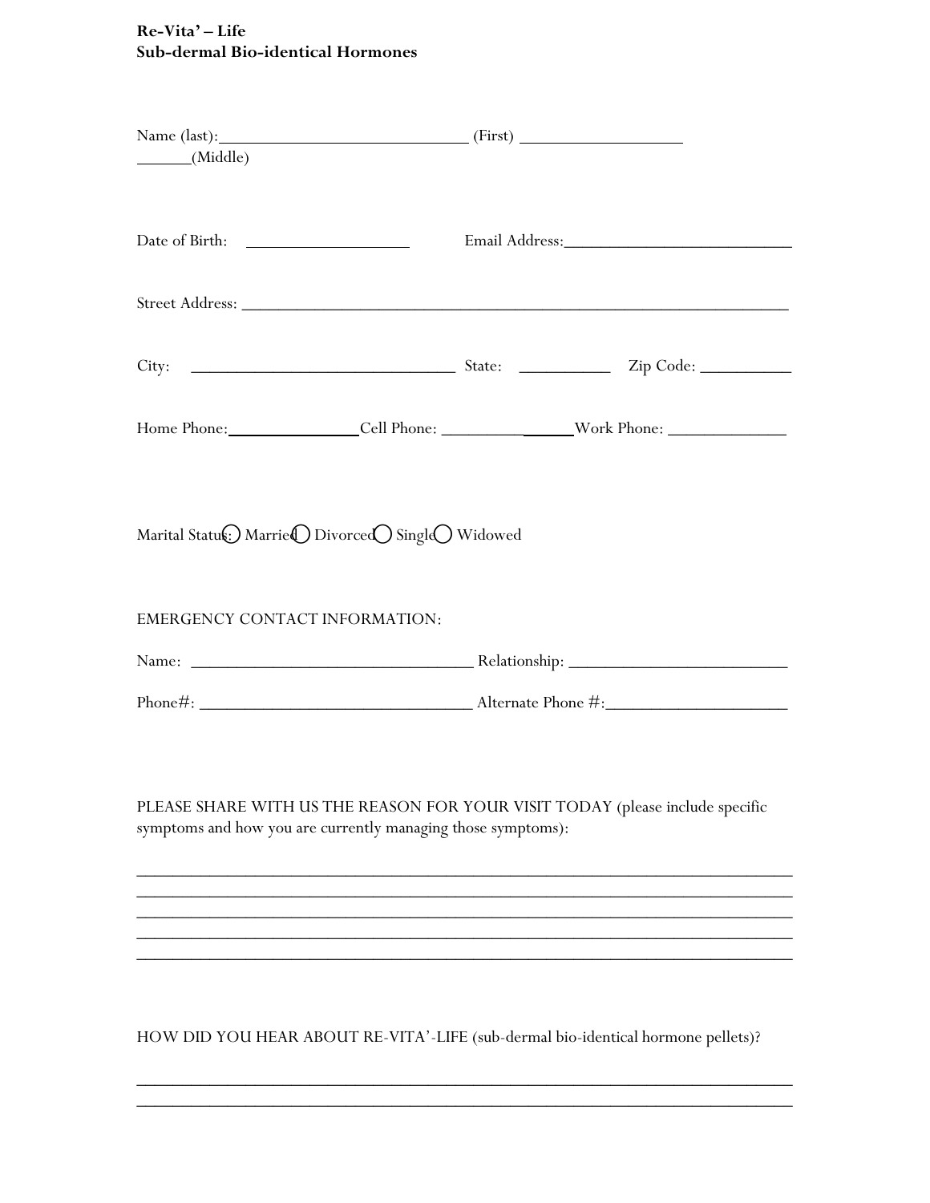**Re-Vita' – Life**
**Sub-dermal Bio-identical Hormones**

Name (last):____________________________ (First) ___________________ ______(Middle)

Date of Birth: ___________________ Email Address:___________________________

Street Address: ________________________________________________________________

City: ______________________________ State: __________ Zip Code: __________

Home Phone:_______________Cell Phone: _______________Work Phone: _____________

Marital Status: ◯ Married ◯ Divorced ◯ Single ◯ Widowed

EMERGENCY CONTACT INFORMATION:

Name: ________________________________ Relationship: ________________________

Phone#: _______________________________ Alternate Phone #:____________________

PLEASE SHARE WITH US THE REASON FOR YOUR VISIT TODAY (please include specific symptoms and how you are currently managing those symptoms):

___________________________________________________________________________
___________________________________________________________________________
___________________________________________________________________________
___________________________________________________________________________
___________________________________________________________________________

HOW DID YOU HEAR ABOUT RE-VITA'-LIFE (sub-dermal bio-identical hormone pellets)?

___________________________________________________________________________
___________________________________________________________________________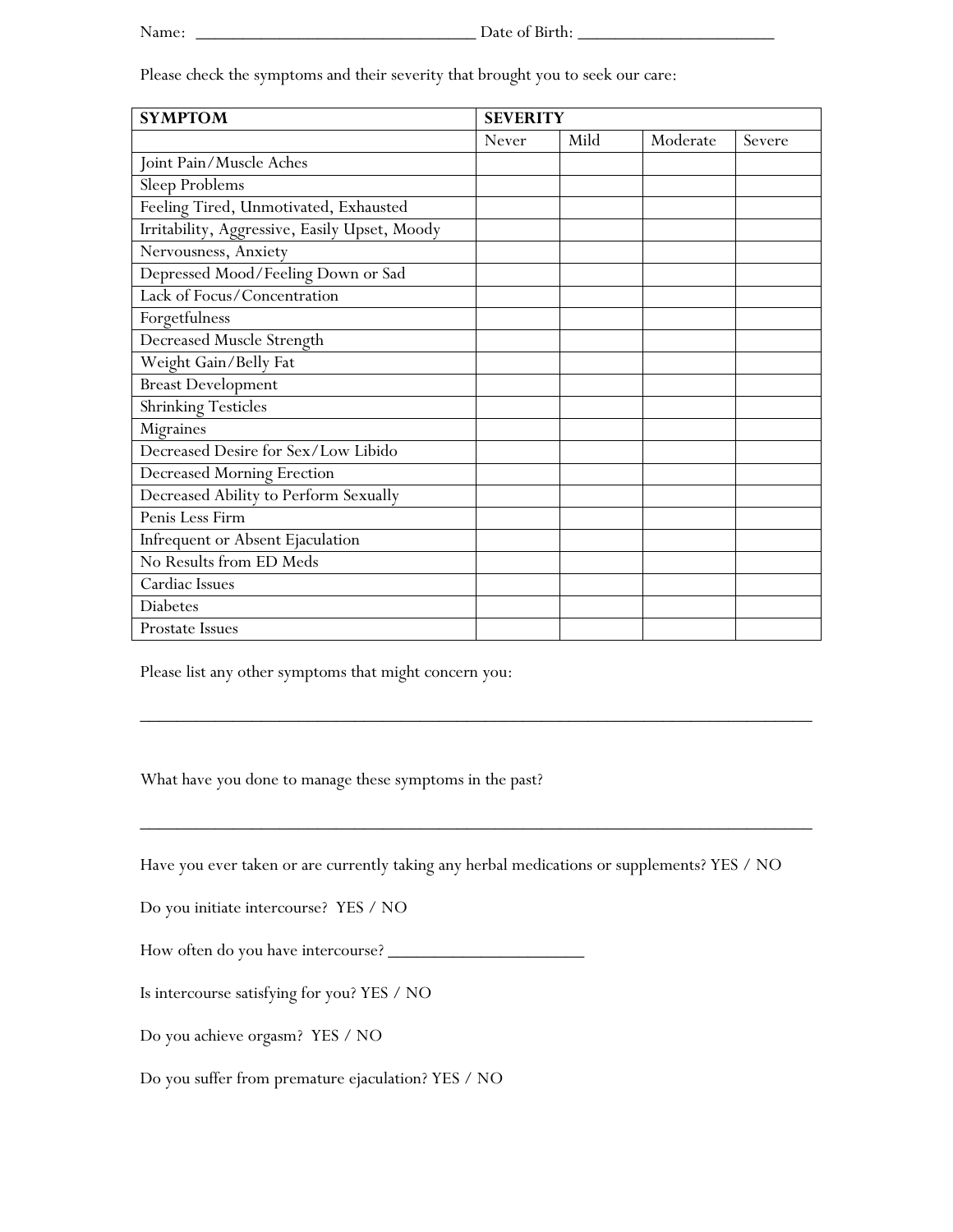Name: ________________________________ Date of Birth: ______________________

Please check the symptoms and their severity that brought you to seek our care:

| SYMPTOM | SEVERITY | | | |
|---|---|---|---|---|
| | Never | Mild | Moderate | Severe |
| Joint Pain/Muscle Aches | | | | |
| Sleep Problems | | | | |
| Feeling Tired, Unmotivated, Exhausted | | | | |
| Irritability, Aggressive, Easily Upset, Moody | | | | |
| Nervousness, Anxiety | | | | |
| Depressed Mood/Feeling Down or Sad | | | | |
| Lack of Focus/Concentration | | | | |
| Forgetfulness | | | | |
| Decreased Muscle Strength | | | | |
| Weight Gain/Belly Fat | | | | |
| Breast Development | | | | |
| Shrinking Testicles | | | | |
| Migraines | | | | |
| Decreased Desire for Sex/Low Libido | | | | |
| Decreased Morning Erection | | | | |
| Decreased Ability to Perform Sexually | | | | |
| Penis Less Firm | | | | |
| Infrequent or Absent Ejaculation | | | | |
| No Results from ED Meds | | | | |
| Cardiac Issues | | | | |
| Diabetes | | | | |
| Prostate Issues | | | | |

Please list any other symptoms that might concern you:

_____________________________________________________________________________

What have you done to manage these symptoms in the past?

_____________________________________________________________________________

Have you ever taken or are currently taking any herbal medications or supplements? YES / NO

Do you initiate intercourse? YES / NO

How often do you have intercourse? ______________________

Is intercourse satisfying for you? YES / NO

Do you achieve orgasm? YES / NO

Do you suffer from premature ejaculation? YES / NO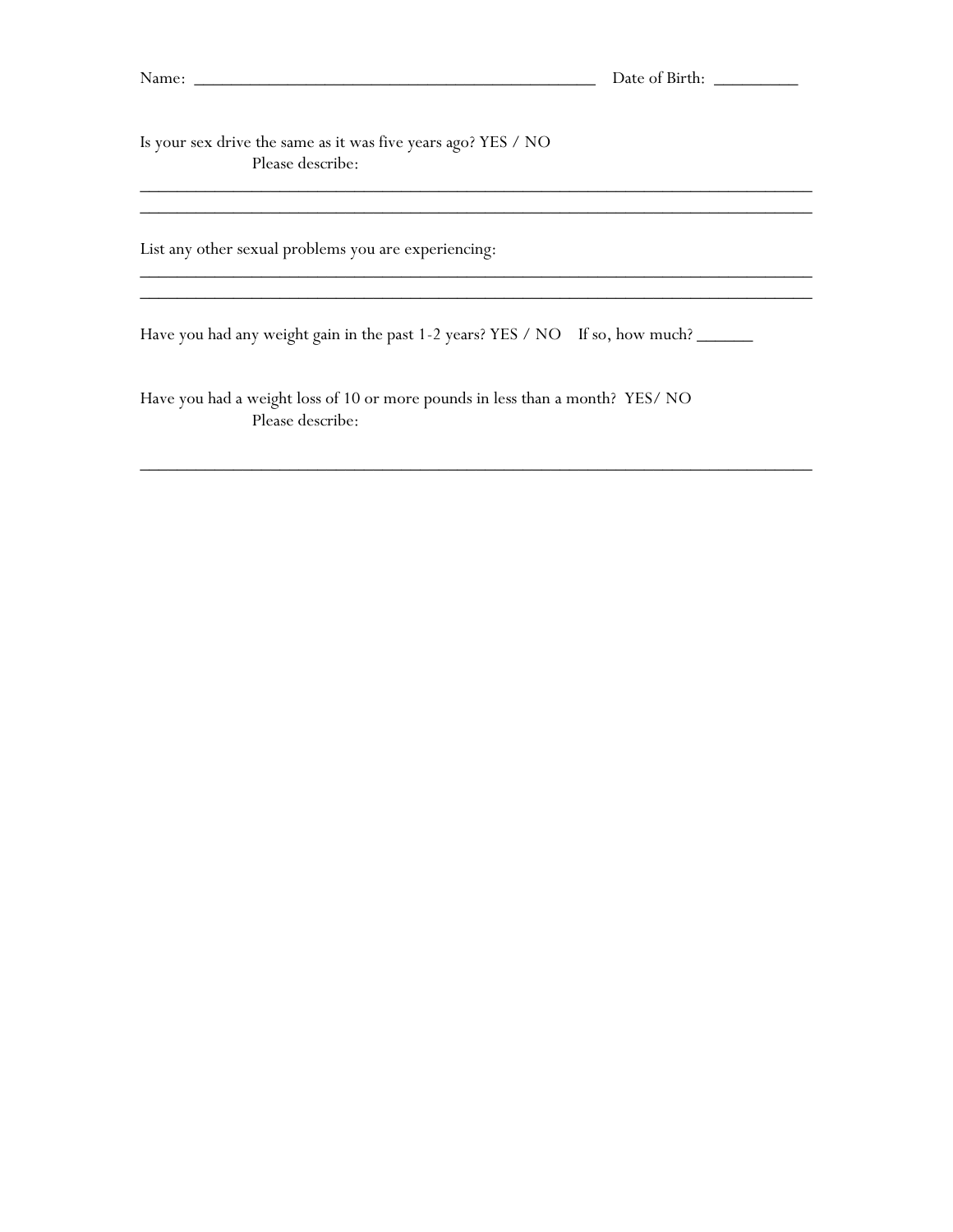Name: ___________________________________________ Date of Birth: _________

Is your sex drive the same as it was five years ago? YES / NO

Please describe:

______________________________________________________________________

______________________________________________________________________

List any other sexual problems you are experiencing:

______________________________________________________________________

______________________________________________________________________

Have you had any weight gain in the past 1-2 years? YES / NO If so, how much? ______

Have you had a weight loss of 10 or more pounds in less than a month? YES/ NO

Please describe:

______________________________________________________________________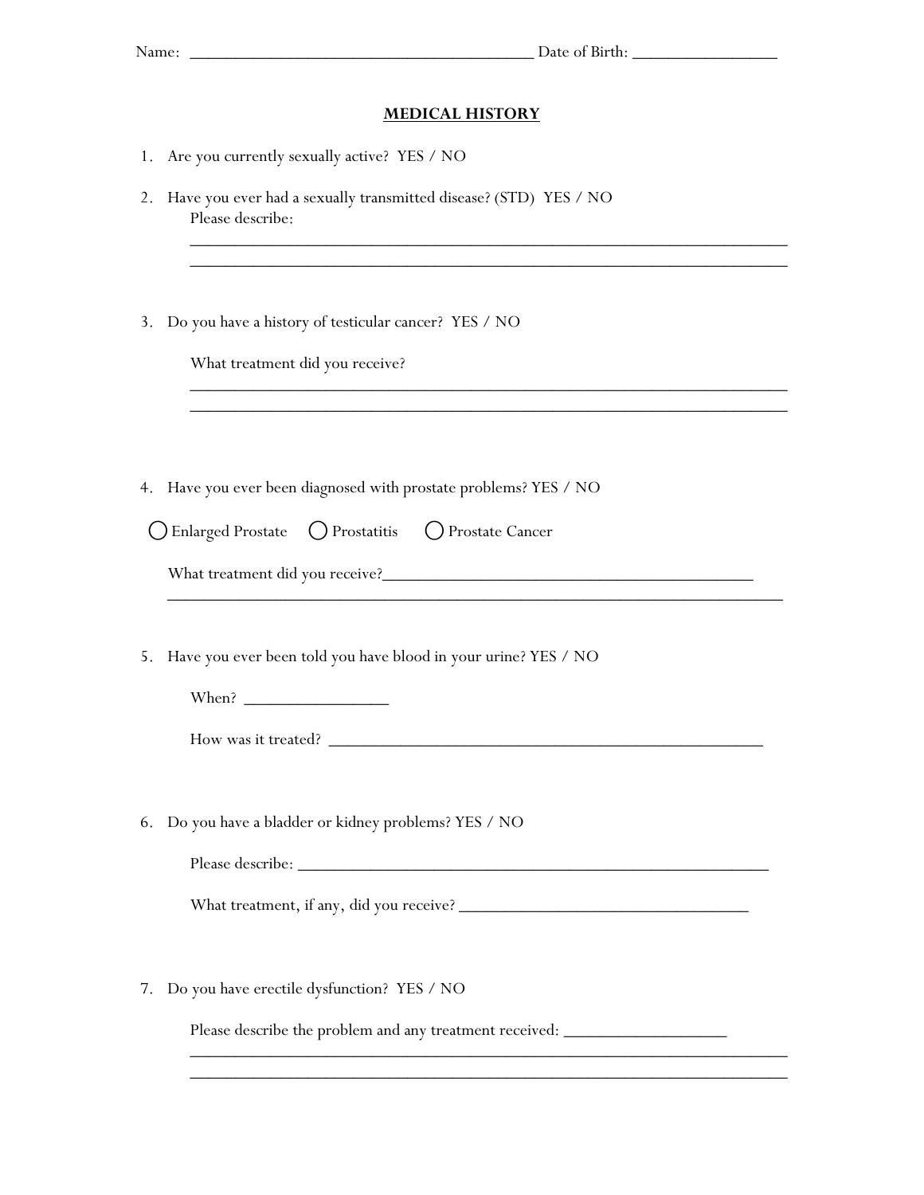Name: ________________________________________ Date of Birth: ________________

## MEDICAL HISTORY

1. Are you currently sexually active? YES / NO

2. Have you ever had a sexually transmitted disease? (STD) YES / NO
   Please describe:
   ____________________________________________________________________
   ____________________________________________________________________

3. Do you have a history of testicular cancer? YES / NO

   What treatment did you receive?
   ____________________________________________________________________
   ____________________________________________________________________

4. Have you ever been diagnosed with prostate problems? YES / NO

   ◯ Enlarged Prostate ◯ Prostatitis ◯ Prostate Cancer

   What treatment did you receive?__________________________________________
   ______________________________________________________________________

5. Have you ever been told you have blood in your urine? YES / NO

   When? ________________

   How was it treated? ________________________________________________

6. Do you have a bladder or kidney problems? YES / NO

   Please describe: ______________________________________________________

   What treatment, if any, did you receive? _________________________________

7. Do you have erectile dysfunction? YES / NO

   Please describe the problem and any treatment received: __________________
   ____________________________________________________________________
   ____________________________________________________________________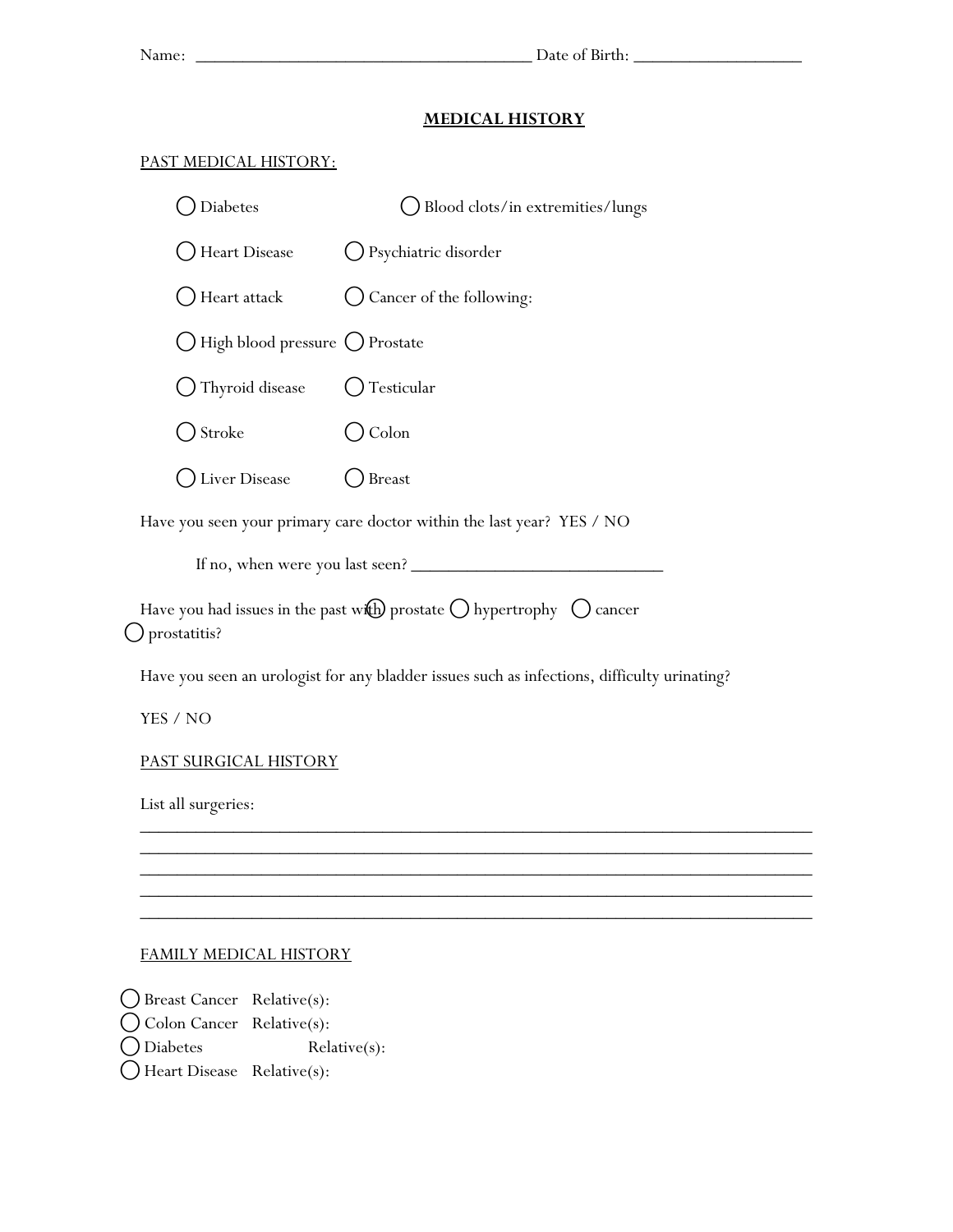Name: ______________________________________ Date of Birth: ___________________

## MEDICAL HISTORY

PAST MEDICAL HISTORY:

- ◯ Diabetes
- ◯ Blood clots/in extremities/lungs
- ◯ Heart Disease
- ◯ Psychiatric disorder
- ◯ Heart attack
- ◯ Cancer of the following:
- ◯ High blood pressure
- ◯ Prostate
- ◯ Thyroid disease
- ◯ Testicular
- ◯ Stroke
- ◯ Colon
- ◯ Liver Disease
- ◯ Breast

Have you seen your primary care doctor within the last year? YES / NO

If no, when were you last seen? ___________________________

Have you had issues in the past with ◯ prostate ◯ hypertrophy ◯ cancer ◯ prostatitis?

Have you seen an urologist for any bladder issues such as infections, difficulty urinating?

YES / NO

PAST SURGICAL HISTORY

List all surgeries:

___________________________________________________________________________
___________________________________________________________________________
___________________________________________________________________________
___________________________________________________________________________
___________________________________________________________________________

FAMILY MEDICAL HISTORY

- ◯ Breast Cancer Relative(s):
- ◯ Colon Cancer Relative(s):
- ◯ Diabetes Relative(s):
- ◯ Heart Disease Relative(s):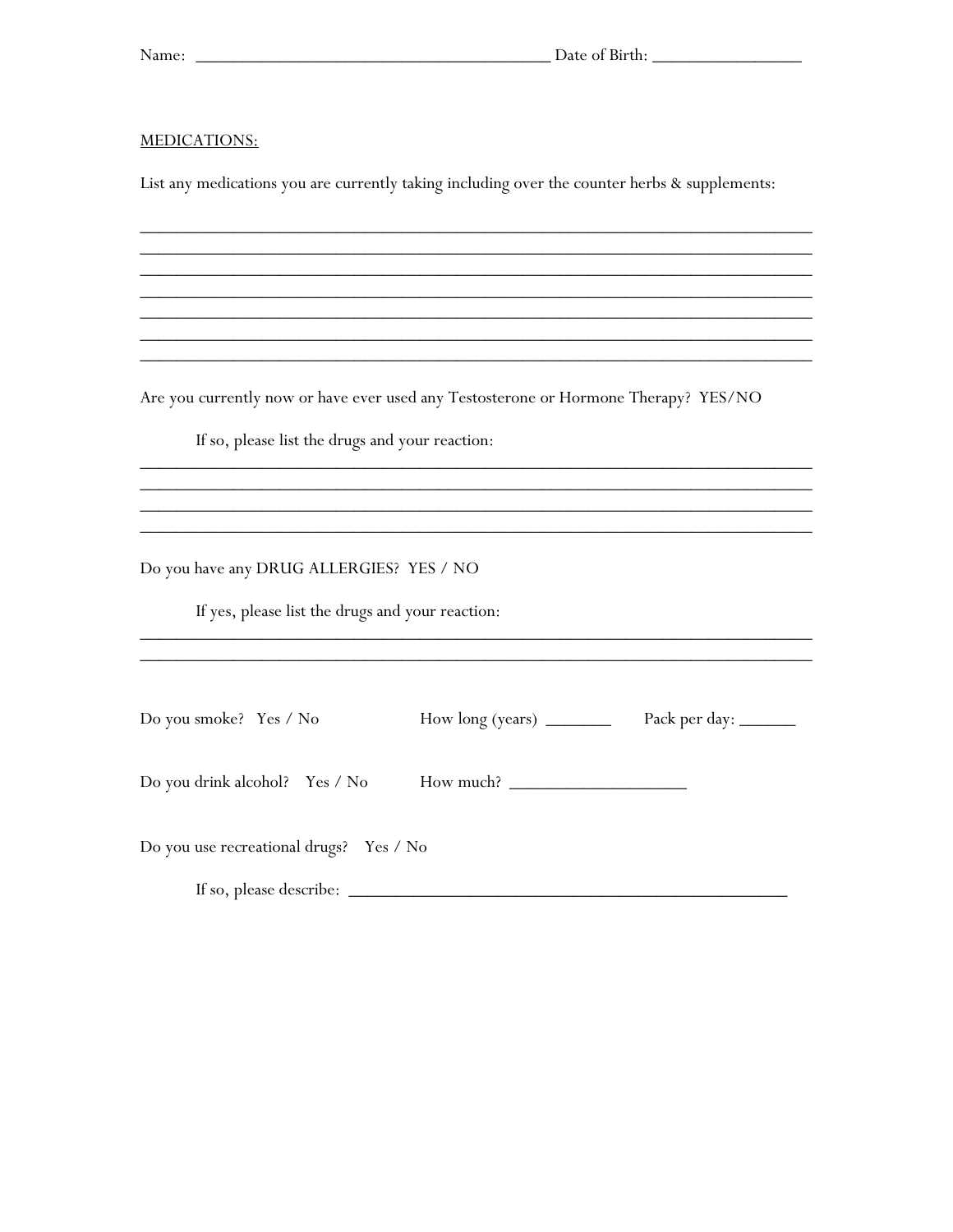Name: ________________________________________ Date of Birth: _________________

<u>MEDICATIONS:</u>

List any medications you are currently taking including over the counter herbs & supplements:

____________________________________________________________________________
____________________________________________________________________________
____________________________________________________________________________
____________________________________________________________________________
____________________________________________________________________________
____________________________________________________________________________
____________________________________________________________________________

Are you currently now or have ever used any Testosterone or Hormone Therapy? YES/NO

If so, please list the drugs and your reaction:

____________________________________________________________________________
____________________________________________________________________________
____________________________________________________________________________
____________________________________________________________________________

Do you have any DRUG ALLERGIES? YES / NO

If yes, please list the drugs and your reaction:

____________________________________________________________________________
____________________________________________________________________________

Do you smoke? Yes / No How long (years) ________ Pack per day: _______

Do you drink alcohol? Yes / No How much? ____________________

Do you use recreational drugs? Yes / No

If so, please describe: __________________________________________________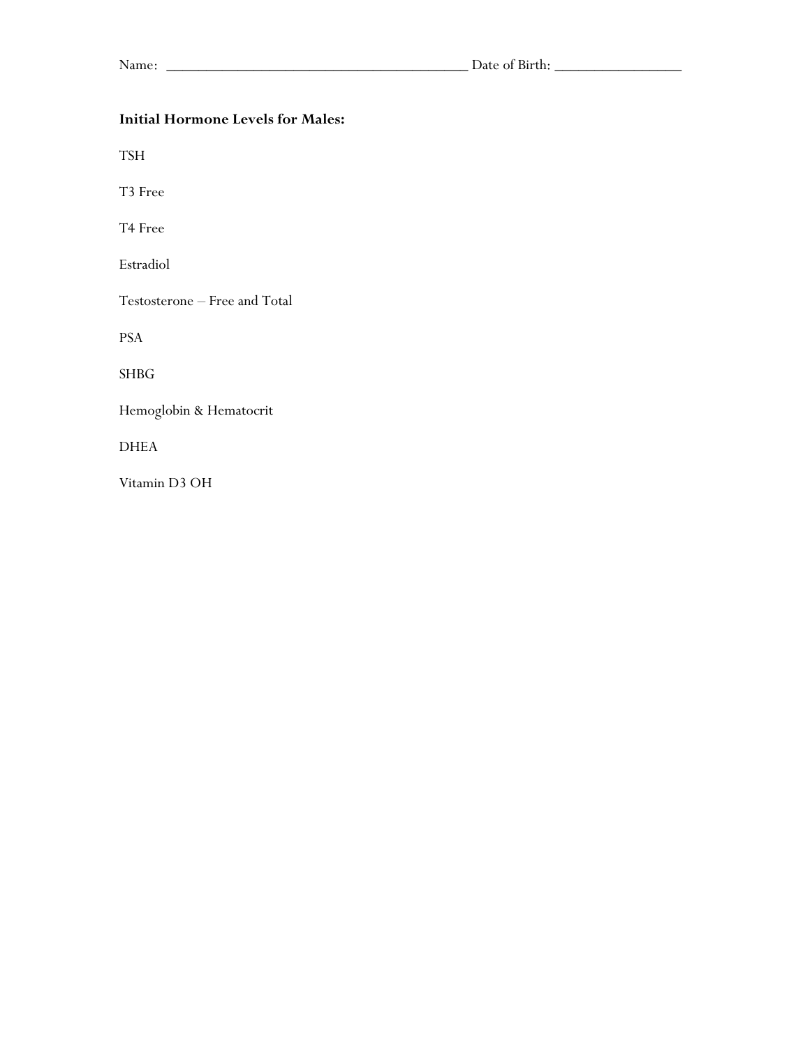Name: ________________________________________ Date of Birth: _________________

**Initial Hormone Levels for Males:**

TSH

T3 Free

T4 Free

Estradiol

Testosterone – Free and Total

PSA

SHBG

Hemoglobin & Hematocrit

DHEA

Vitamin D3 OH